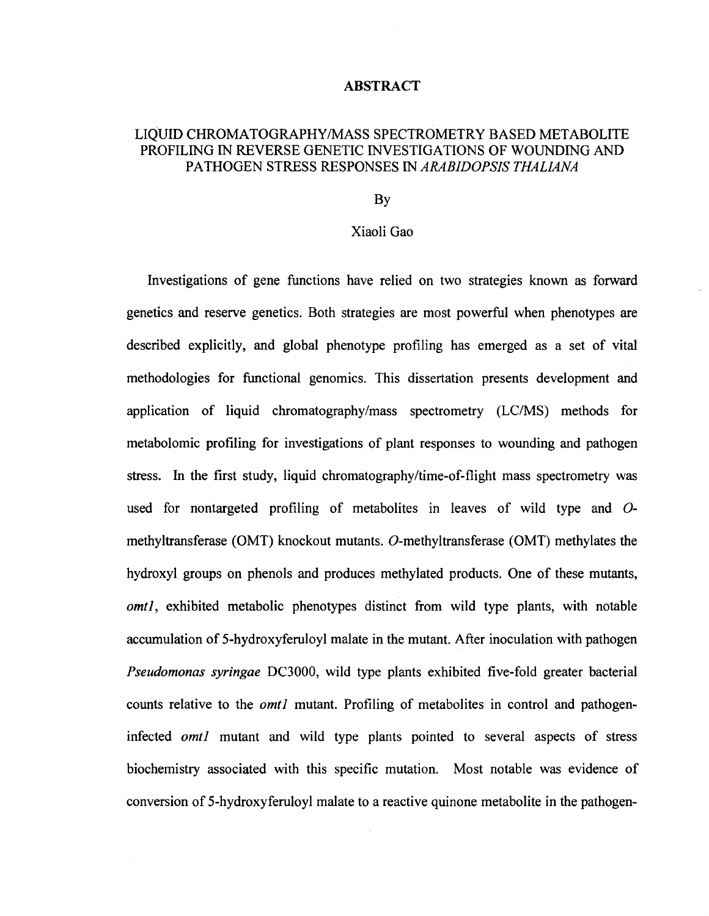# ABSTRACT

## LIQUID CHROMATOGRAPHY/MASS SPECTROMETRY BASED METABOLITE PROFILING IN REVERSE GENETIC INVESTIGATIONS OF WOUNDING AND PATHOGEN STRESS RESPONSES IN *ARABIDOPSIS THALIANA*

By

Xiaoli Gao

Investigations of gene functions have relied on two strategies known as forward genetics and reserve genetics. Both strategies are most powerful when phenotypes are described explicitly, and global phenotype profiling has emerged as a set of vital methodologies for functional genomics. This dissertation presents development and application of liquid chromatography/mass spectrometry (LC/MS) methods for metabolomic profiling for investigations of plant responses to wounding and pathogen stress. In the first study, liquid chromatography/time-of-flight mass spectrometry was used for nontargeted profiling of metabolites in leaves of wild type and *O*-methyltransferase (OMT) knockout mutants. *O*-methyltransferase (OMT) methylates the hydroxyl groups on phenols and produces methylated products. One of these mutants, *omt1*, exhibited metabolic phenotypes distinct from wild type plants, with notable accumulation of 5-hydroxyferuloyl malate in the mutant. After inoculation with pathogen *Pseudomonas syringae* DC3000, wild type plants exhibited five-fold greater bacterial counts relative to the *omt1* mutant. Profiling of metabolites in control and pathogen-infected *omt1* mutant and wild type plants pointed to several aspects of stress biochemistry associated with this specific mutation. Most notable was evidence of conversion of 5-hydroxyferuloyl malate to a reactive quinone metabolite in the pathogen-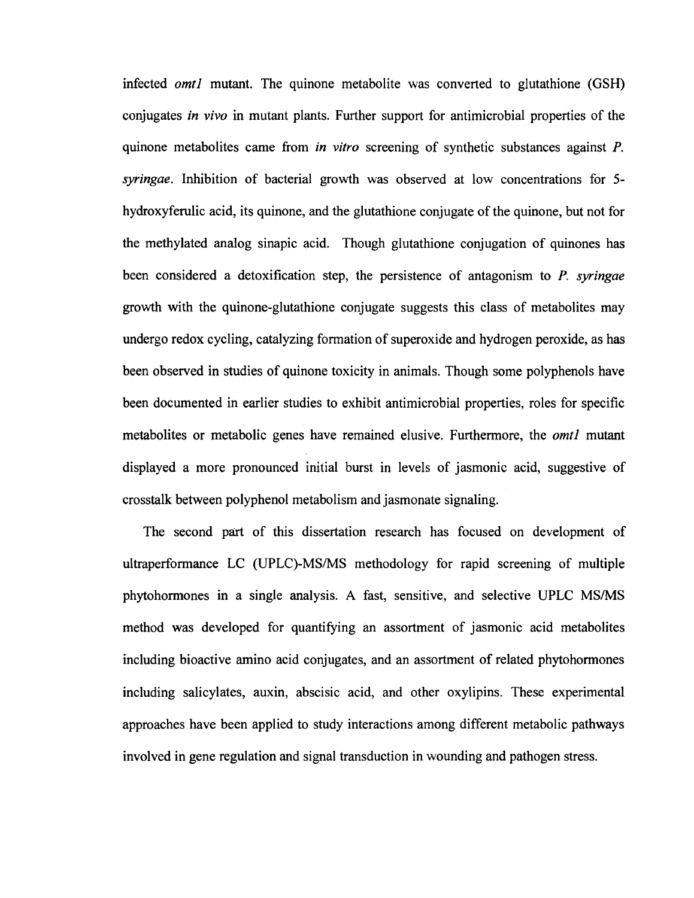infected *omt1* mutant. The quinone metabolite was converted to glutathione (GSH) conjugates *in vivo* in mutant plants. Further support for antimicrobial properties of the quinone metabolites came from *in vitro* screening of synthetic substances against *P. syringae*. Inhibition of bacterial growth was observed at low concentrations for 5-hydroxyferulic acid, its quinone, and the glutathione conjugate of the quinone, but not for the methylated analog sinapic acid. Though glutathione conjugation of quinones has been considered a detoxification step, the persistence of antagonism to *P. syringae* growth with the quinone-glutathione conjugate suggests this class of metabolites may undergo redox cycling, catalyzing formation of superoxide and hydrogen peroxide, as has been observed in studies of quinone toxicity in animals. Though some polyphenols have been documented in earlier studies to exhibit antimicrobial properties, roles for specific metabolites or metabolic genes have remained elusive. Furthermore, the *omt1* mutant displayed a more pronounced initial burst in levels of jasmonic acid, suggestive of crosstalk between polyphenol metabolism and jasmonate signaling.

The second part of this dissertation research has focused on development of ultraperformance LC (UPLC)-MS/MS methodology for rapid screening of multiple phytohormones in a single analysis. A fast, sensitive, and selective UPLC MS/MS method was developed for quantifying an assortment of jasmonic acid metabolites including bioactive amino acid conjugates, and an assortment of related phytohormones including salicylates, auxin, abscisic acid, and other oxylipins. These experimental approaches have been applied to study interactions among different metabolic pathways involved in gene regulation and signal transduction in wounding and pathogen stress.